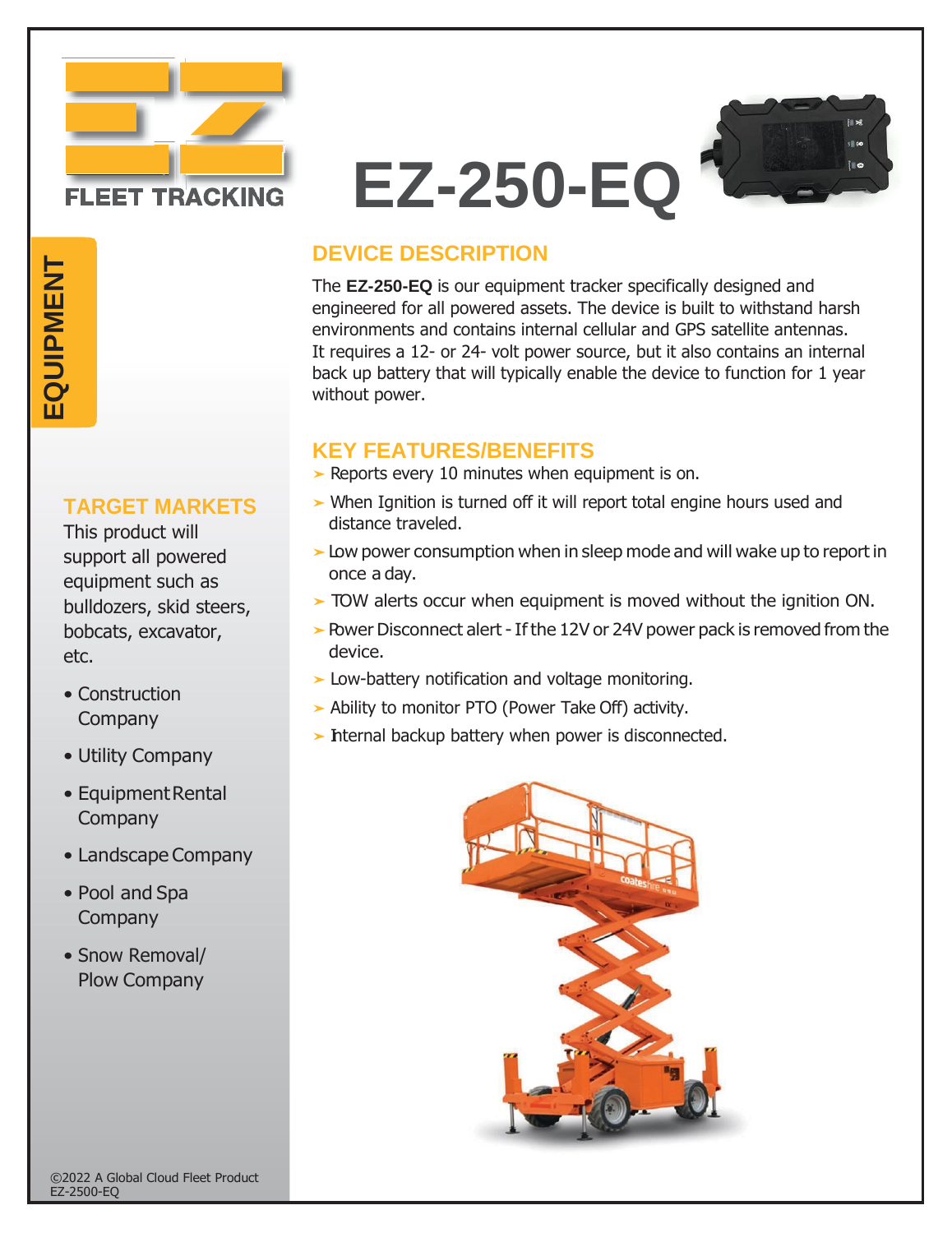EZ FLEET TRACKING

# EZ-250-EQ

EQUIPMENT

## TARGET MARKETS

This product will support all powered equipment such as bulldozers, skid steers, bobcats, excavator, etc.

- Construction Company
- Utility Company
- Equipment Rental Company
- Landscape Company
- Pool and Spa Company
- Snow Removal/ Plow Company

## DEVICE DESCRIPTION

The **EZ-250-EQ** is our equipment tracker specifically designed and engineered for all powered assets. The device is built to withstand harsh environments and contains internal cellular and GPS satellite antennas. It requires a 12- or 24- volt power source, but it also contains an internal back up battery that will typically enable the device to function for 1 year without power.

## KEY FEATURES/BENEFITS

- Reports every 10 minutes when equipment is on.
- When Ignition is turned off it will report total engine hours used and distance traveled.
- Low power consumption when in sleep mode and will wake up to report in once a day.
- TOW alerts occur when equipment is moved without the ignition ON.
- Power Disconnect alert - If the 12V or 24V power pack is removed from the device.
- Low-battery notification and voltage monitoring.
- Ability to monitor PTO (Power Take Off) activity.
- Internal backup battery when power is disconnected.

©2022 A Global Cloud Fleet Product
EZ-2500-EQ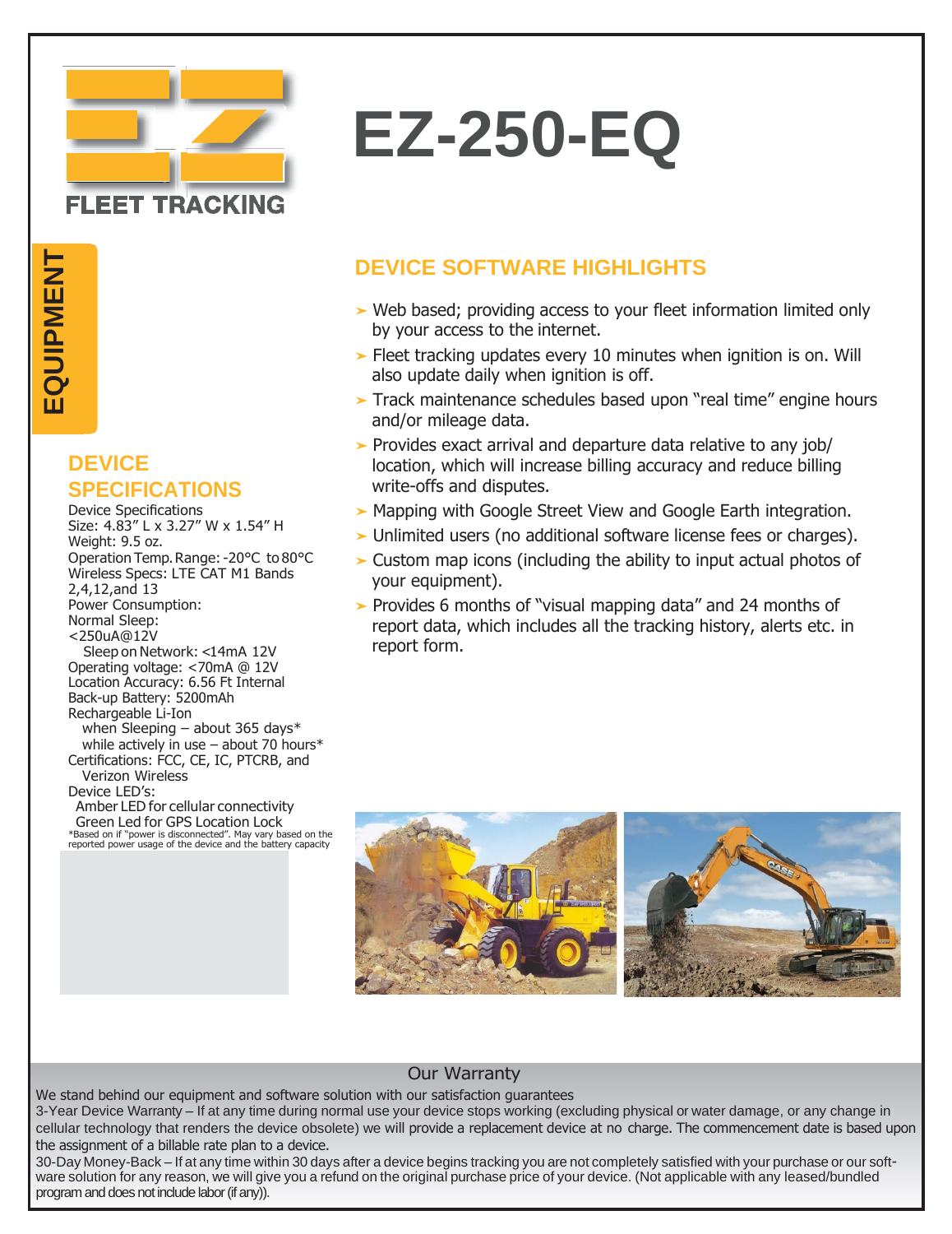FLEET TRACKING

# EZ-250-EQ

EQUIPMENT

## DEVICE SPECIFICATIONS

Device Specifications
Size: 4.83" L x 3.27" W x 1.54" H
Weight: 9.5 oz.
Operation Temp. Range: -20°C to 80°C
Wireless Specs: LTE CAT M1 Bands 2,4,12,and 13
Power Consumption:
Normal Sleep:
<250uA@12V
Sleep on Network: <14mA 12V
Operating voltage: <70mA @ 12V
Location Accuracy: 6.56 Ft Internal
Back-up Battery: 5200mAh
Rechargeable Li-Ion
when Sleeping – about 365 days*
while actively in use – about 70 hours*
Certifications: FCC, CE, IC, PTCRB, and Verizon Wireless
Device LED's:
Amber LED for cellular connectivity
Green Led for GPS Location Lock

*Based on if "power is disconnected". May vary based on the reported power usage of the device and the battery capacity

## DEVICE SOFTWARE HIGHLIGHTS

- Web based; providing access to your fleet information limited only by your access to the internet.
- Fleet tracking updates every 10 minutes when ignition is on. Will also update daily when ignition is off.
- Track maintenance schedules based upon "real time" engine hours and/or mileage data.
- Provides exact arrival and departure data relative to any job/ location, which will increase billing accuracy and reduce billing write-offs and disputes.
- Mapping with Google Street View and Google Earth integration.
- Unlimited users (no additional software license fees or charges).
- Custom map icons (including the ability to input actual photos of your equipment).
- Provides 6 months of "visual mapping data" and 24 months of report data, which includes all the tracking history, alerts etc. in report form.

## Our Warranty

We stand behind our equipment and software solution with our satisfaction guarantees

3-Year Device Warranty – If at any time during normal use your device stops working (excluding physical or water damage, or any change in cellular technology that renders the device obsolete) we will provide a replacement device at no charge. The commencement date is based upon the assignment of a billable rate plan to a device.

30-Day Money-Back – If at any time within 30 days after a device begins tracking you are not completely satisfied with your purchase or our software solution for any reason, we will give you a refund on the original purchase price of your device. (Not applicable with any leased/bundled program and does not include labor (if any)).